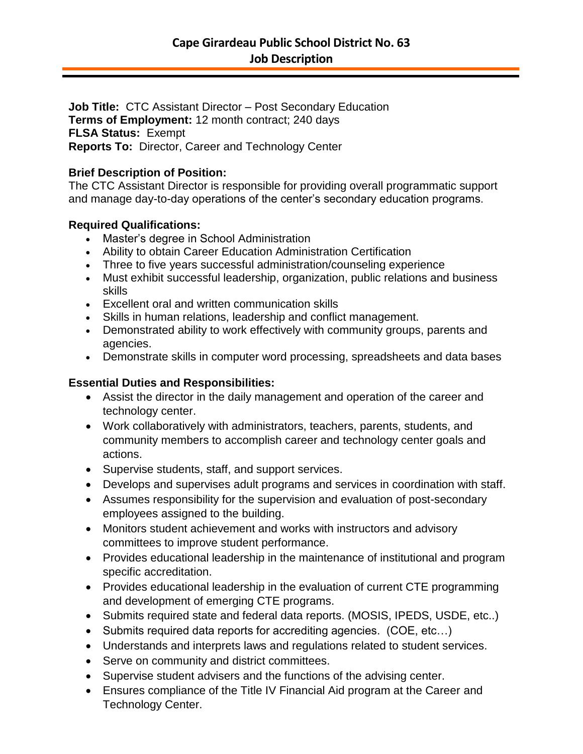# Cape Girardeau Public School District No. 63
## Job Description

**Job Title:** CTC Assistant Director – Post Secondary Education
**Terms of Employment:** 12 month contract; 240 days
**FLSA Status:** Exempt
**Reports To:** Director, Career and Technology Center

### Brief Description of Position:

The CTC Assistant Director is responsible for providing overall programmatic support and manage day-to-day operations of the center's secondary education programs.

### Required Qualifications:

- Master's degree in School Administration
- Ability to obtain Career Education Administration Certification
- Three to five years successful administration/counseling experience
- Must exhibit successful leadership, organization, public relations and business skills
- Excellent oral and written communication skills
- Skills in human relations, leadership and conflict management.
- Demonstrated ability to work effectively with community groups, parents and agencies.
- Demonstrate skills in computer word processing, spreadsheets and data bases

### Essential Duties and Responsibilities:

- Assist the director in the daily management and operation of the career and technology center.
- Work collaboratively with administrators, teachers, parents, students, and community members to accomplish career and technology center goals and actions.
- Supervise students, staff, and support services.
- Develops and supervises adult programs and services in coordination with staff.
- Assumes responsibility for the supervision and evaluation of post-secondary employees assigned to the building.
- Monitors student achievement and works with instructors and advisory committees to improve student performance.
- Provides educational leadership in the maintenance of institutional and program specific accreditation.
- Provides educational leadership in the evaluation of current CTE programming and development of emerging CTE programs.
- Submits required state and federal data reports. (MOSIS, IPEDS, USDE, etc..)
- Submits required data reports for accrediting agencies. (COE, etc…)
- Understands and interprets laws and regulations related to student services.
- Serve on community and district committees.
- Supervise student advisers and the functions of the advising center.
- Ensures compliance of the Title IV Financial Aid program at the Career and Technology Center.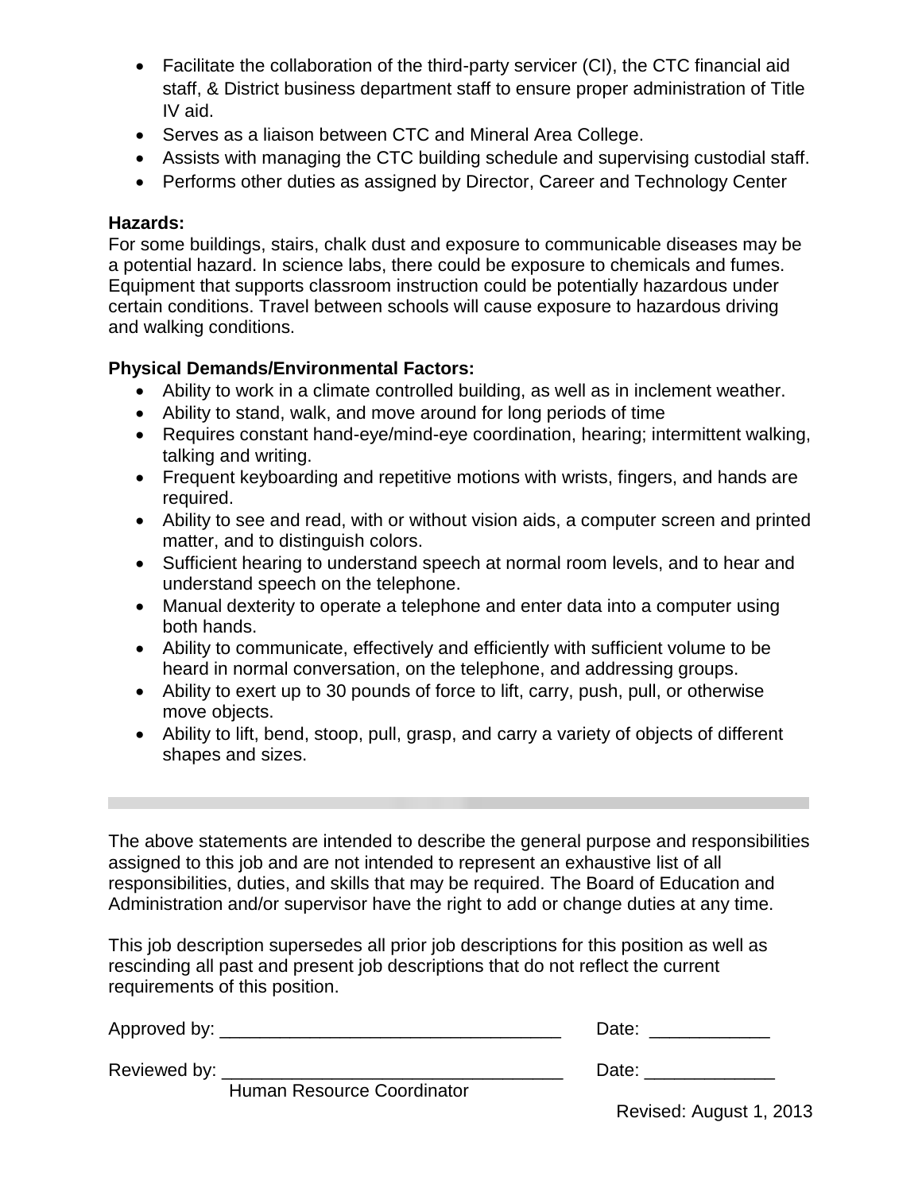- Facilitate the collaboration of the third-party servicer (CI), the CTC financial aid staff, & District business department staff to ensure proper administration of Title IV aid.
- Serves as a liaison between CTC and Mineral Area College.
- Assists with managing the CTC building schedule and supervising custodial staff.
- Performs other duties as assigned by Director, Career and Technology Center

**Hazards:**
For some buildings, stairs, chalk dust and exposure to communicable diseases may be a potential hazard. In science labs, there could be exposure to chemicals and fumes. Equipment that supports classroom instruction could be potentially hazardous under certain conditions. Travel between schools will cause exposure to hazardous driving and walking conditions.

**Physical Demands/Environmental Factors:**

- Ability to work in a climate controlled building, as well as in inclement weather.
- Ability to stand, walk, and move around for long periods of time
- Requires constant hand-eye/mind-eye coordination, hearing; intermittent walking, talking and writing.
- Frequent keyboarding and repetitive motions with wrists, fingers, and hands are required.
- Ability to see and read, with or without vision aids, a computer screen and printed matter, and to distinguish colors.
- Sufficient hearing to understand speech at normal room levels, and to hear and understand speech on the telephone.
- Manual dexterity to operate a telephone and enter data into a computer using both hands.
- Ability to communicate, effectively and efficiently with sufficient volume to be heard in normal conversation, on the telephone, and addressing groups.
- Ability to exert up to 30 pounds of force to lift, carry, push, pull, or otherwise move objects.
- Ability to lift, bend, stoop, pull, grasp, and carry a variety of objects of different shapes and sizes.

---

The above statements are intended to describe the general purpose and responsibilities assigned to this job and are not intended to represent an exhaustive list of all responsibilities, duties, and skills that may be required. The Board of Education and Administration and/or supervisor have the right to add or change duties at any time.

This job description supersedes all prior job descriptions for this position as well as rescinding all past and present job descriptions that do not reflect the current requirements of this position.

Approved by: ___________________________________ Date: ____________

Reviewed by: ___________________________________ Date: _____________
Human Resource Coordinator

Revised: August 1, 2013